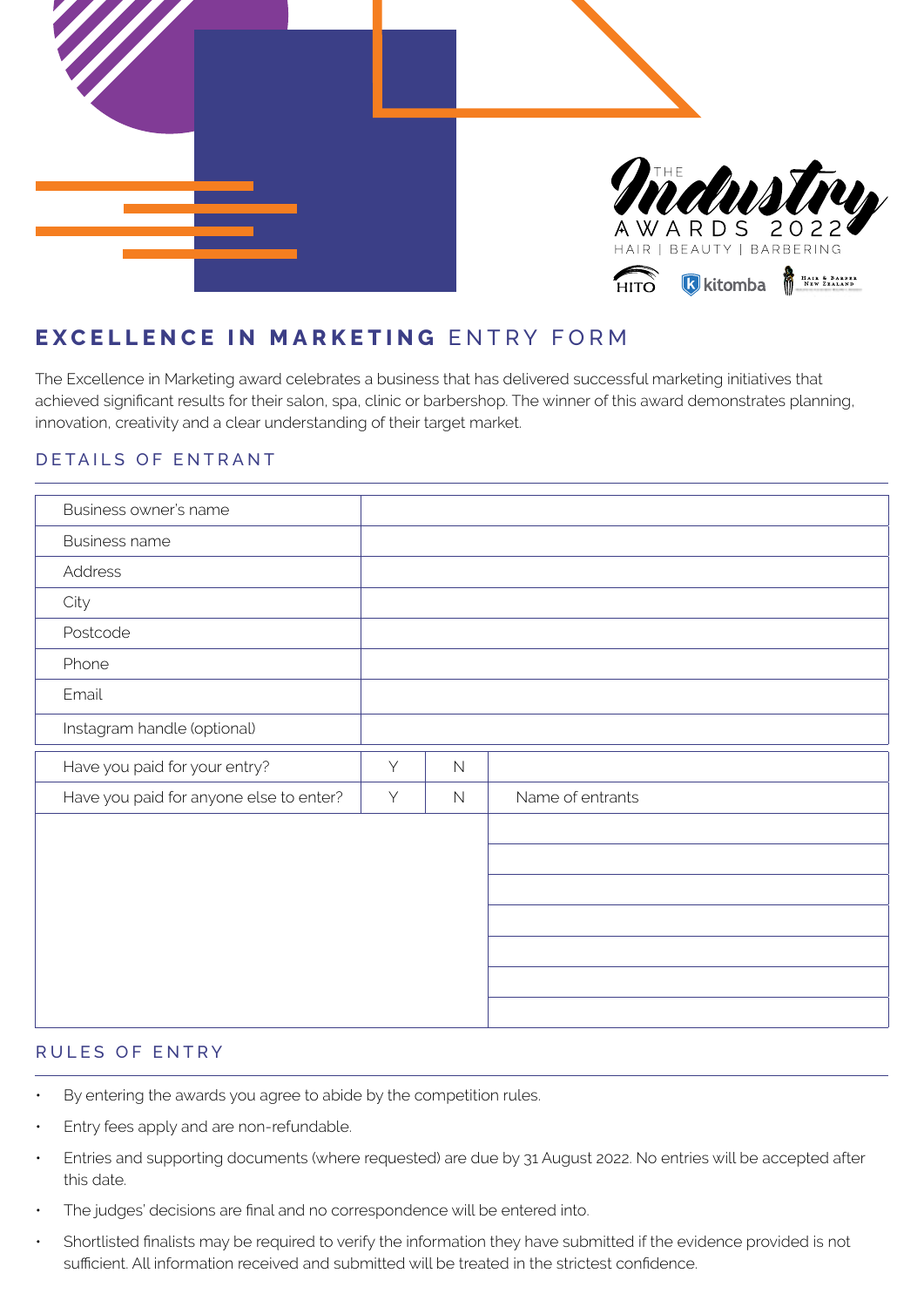THE Industry AWARDS 2022

HAIR | BEAUTY | BARBERING

HITO kitomba HAIR & BARBER NEW ZEALAND

## EXCELLENCE IN MARKETING ENTRY FORM

The Excellence in Marketing award celebrates a business that has delivered successful marketing initiatives that achieved significant results for their salon, spa, clinic or barbershop. The winner of this award demonstrates planning, innovation, creativity and a clear understanding of their target market.

### DETAILS OF ENTRANT

| | |
|---|---|
| Business owner's name | |
| Business name | |
| Address | |
| City | |
| Postcode | |
| Phone | |
| Email | |
| Instagram handle (optional) | |

| | | | |
|---|---|---|---|
| Have you paid for your entry? | Y | N | |
| Have you paid for anyone else to enter? | Y | N | Name of entrants |
| | | | |
| | | | |
| | | | |
| | | | |
| | | | |
| | | | |
| | | | |

### RULES OF ENTRY

- By entering the awards you agree to abide by the competition rules.
- Entry fees apply and are non-refundable.
- Entries and supporting documents (where requested) are due by 31 August 2022. No entries will be accepted after this date.
- The judges' decisions are final and no correspondence will be entered into.
- Shortlisted finalists may be required to verify the information they have submitted if the evidence provided is not sufficient. All information received and submitted will be treated in the strictest confidence.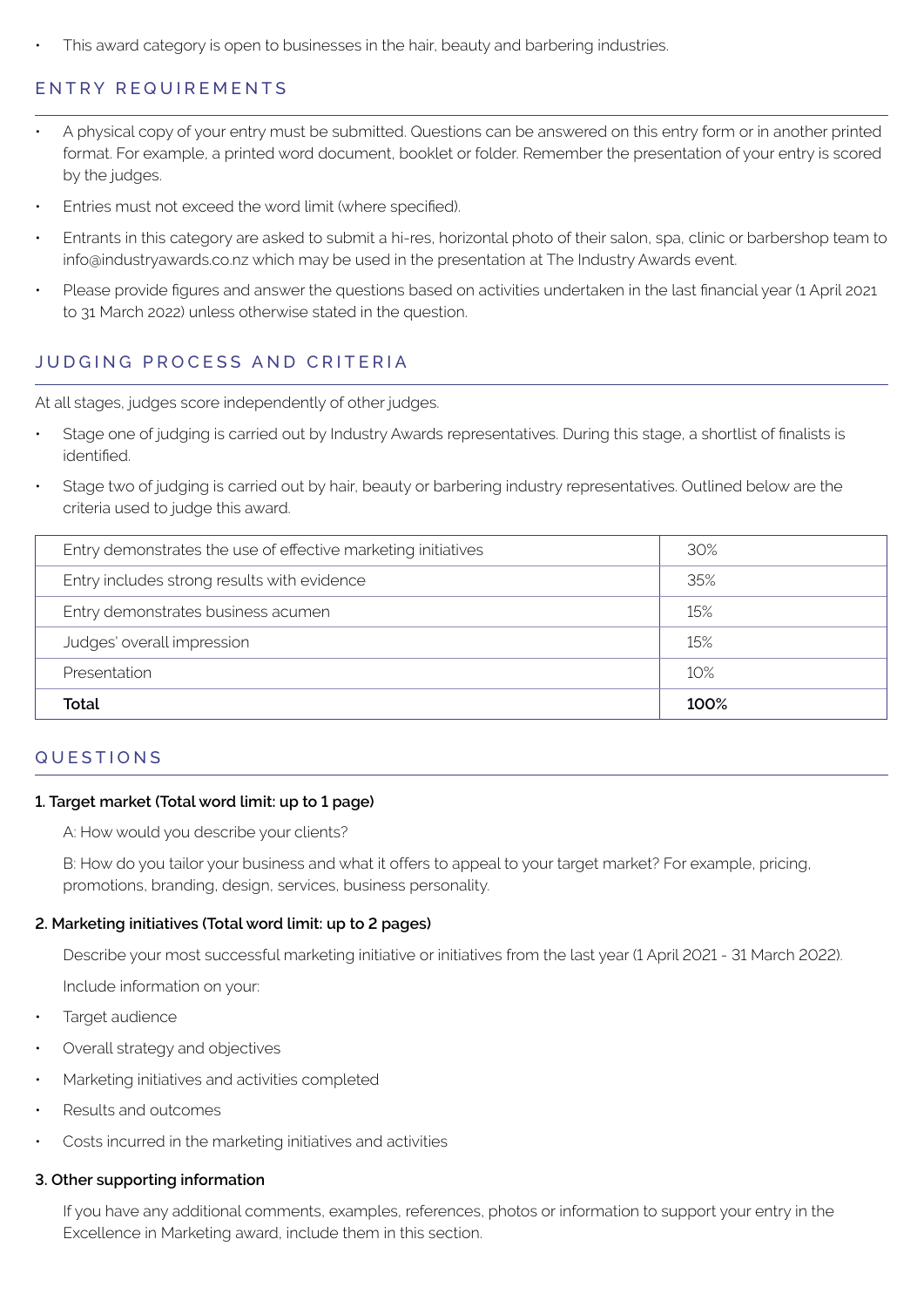- This award category is open to businesses in the hair, beauty and barbering industries.

## ENTRY REQUIREMENTS

- A physical copy of your entry must be submitted. Questions can be answered on this entry form or in another printed format. For example, a printed word document, booklet or folder. Remember the presentation of your entry is scored by the judges.
- Entries must not exceed the word limit (where specified).
- Entrants in this category are asked to submit a hi-res, horizontal photo of their salon, spa, clinic or barbershop team to info@industryawards.co.nz which may be used in the presentation at The Industry Awards event.
- Please provide figures and answer the questions based on activities undertaken in the last financial year (1 April 2021 to 31 March 2022) unless otherwise stated in the question.

## JUDGING PROCESS AND CRITERIA

At all stages, judges score independently of other judges.

- Stage one of judging is carried out by Industry Awards representatives. During this stage, a shortlist of finalists is identified.
- Stage two of judging is carried out by hair, beauty or barbering industry representatives. Outlined below are the criteria used to judge this award.

| Criteria | Weighting |
|---|---|
| Entry demonstrates the use of effective marketing initiatives | 30% |
| Entry includes strong results with evidence | 35% |
| Entry demonstrates business acumen | 15% |
| Judges' overall impression | 15% |
| Presentation | 10% |
| **Total** | **100%** |

## QUESTIONS

**1. Target market (Total word limit: up to 1 page)**

A: How would you describe your clients?

B: How do you tailor your business and what it offers to appeal to your target market? For example, pricing, promotions, branding, design, services, business personality.

**2. Marketing initiatives (Total word limit: up to 2 pages)**

Describe your most successful marketing initiative or initiatives from the last year (1 April 2021 - 31 March 2022).

Include information on your:

- Target audience
- Overall strategy and objectives
- Marketing initiatives and activities completed
- Results and outcomes
- Costs incurred in the marketing initiatives and activities

**3. Other supporting information**

If you have any additional comments, examples, references, photos or information to support your entry in the Excellence in Marketing award, include them in this section.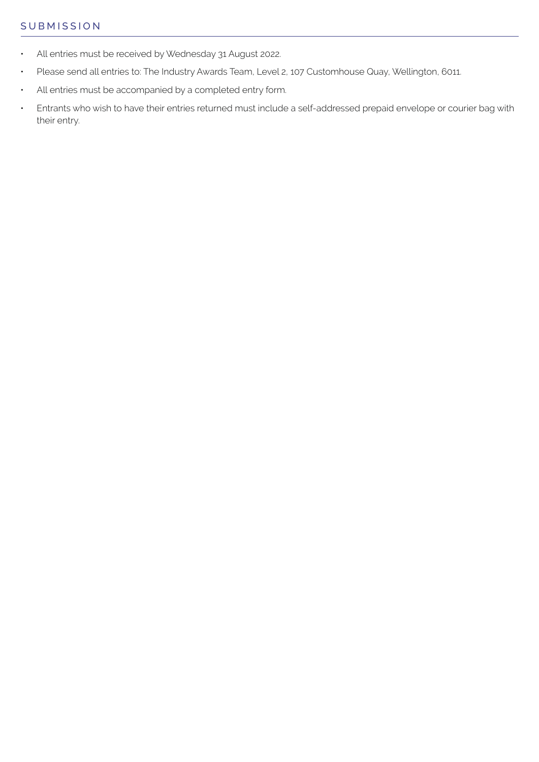## SUBMISSION

- All entries must be received by Wednesday 31 August 2022.
- Please send all entries to: The Industry Awards Team, Level 2, 107 Customhouse Quay, Wellington, 6011.
- All entries must be accompanied by a completed entry form.
- Entrants who wish to have their entries returned must include a self-addressed prepaid envelope or courier bag with their entry.